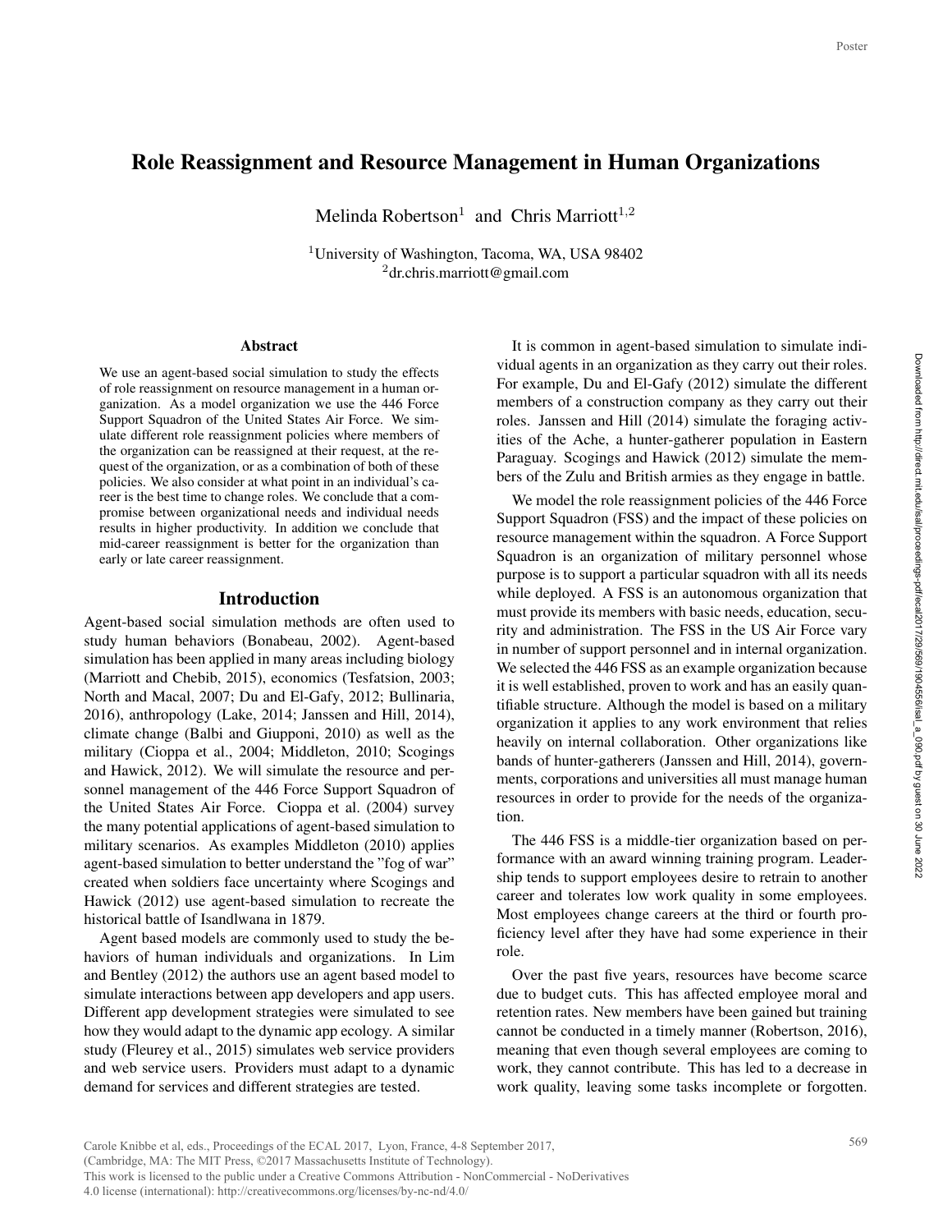# Role Reassignment and Resource Management in Human Organizations

Melinda Robertson[1] and Chris Marriott[1,2]

[1]University of Washington, Tacoma, WA, USA 98402
[2]dr.chris.marriott@gmail.com

## Abstract

We use an agent-based social simulation to study the effects of role reassignment on resource management in a human organization. As a model organization we use the 446 Force Support Squadron of the United States Air Force. We simulate different role reassignment policies where members of the organization can be reassigned at their request, at the request of the organization, or as a combination of both of these policies. We also consider at what point in an individual's career is the best time to change roles. We conclude that a compromise between organizational needs and individual needs results in higher productivity. In addition we conclude that mid-career reassignment is better for the organization than early or late career reassignment.

## Introduction

Agent-based social simulation methods are often used to study human behaviors (Bonabeau, 2002). Agent-based simulation has been applied in many areas including biology (Marriott and Chebib, 2015), economics (Tesfatsion, 2003; North and Macal, 2007; Du and El-Gafy, 2012; Bullinaria, 2016), anthropology (Lake, 2014; Janssen and Hill, 2014), climate change (Balbi and Giupponi, 2010) as well as the military (Cioppa et al., 2004; Middleton, 2010; Scogings and Hawick, 2012). We will simulate the resource and personnel management of the 446 Force Support Squadron of the United States Air Force. Cioppa et al. (2004) survey the many potential applications of agent-based simulation to military scenarios. As examples Middleton (2010) applies agent-based simulation to better understand the "fog of war" created when soldiers face uncertainty where Scogings and Hawick (2012) use agent-based simulation to recreate the historical battle of Isandlwana in 1879.

Agent based models are commonly used to study the behaviors of human individuals and organizations. In Lim and Bentley (2012) the authors use an agent based model to simulate interactions between app developers and app users. Different app development strategies were simulated to see how they would adapt to the dynamic app ecology. A similar study (Fleurey et al., 2015) simulates web service providers and web service users. Providers must adapt to a dynamic demand for services and different strategies are tested.

It is common in agent-based simulation to simulate individual agents in an organization as they carry out their roles. For example, Du and El-Gafy (2012) simulate the different members of a construction company as they carry out their roles. Janssen and Hill (2014) simulate the foraging activities of the Ache, a hunter-gatherer population in Eastern Paraguay. Scogings and Hawick (2012) simulate the members of the Zulu and British armies as they engage in battle.

We model the role reassignment policies of the 446 Force Support Squadron (FSS) and the impact of these policies on resource management within the squadron. A Force Support Squadron is an organization of military personnel whose purpose is to support a particular squadron with all its needs while deployed. A FSS is an autonomous organization that must provide its members with basic needs, education, security and administration. The FSS in the US Air Force vary in number of support personnel and in internal organization. We selected the 446 FSS as an example organization because it is well established, proven to work and has an easily quantifiable structure. Although the model is based on a military organization it applies to any work environment that relies heavily on internal collaboration. Other organizations like bands of hunter-gatherers (Janssen and Hill, 2014), governments, corporations and universities all must manage human resources in order to provide for the needs of the organization.

The 446 FSS is a middle-tier organization based on performance with an award winning training program. Leadership tends to support employees desire to retrain to another career and tolerates low work quality in some employees. Most employees change careers at the third or fourth proficiency level after they have had some experience in their role.

Over the past five years, resources have become scarce due to budget cuts. This has affected employee moral and retention rates. New members have been gained but training cannot be conducted in a timely manner (Robertson, 2016), meaning that even though several employees are coming to work, they cannot contribute. This has led to a decrease in work quality, leaving some tasks incomplete or forgotten.

Carole Knibbe et al, eds., Proceedings of the ECAL 2017, Lyon, France, 4-8 September 2017,
(Cambridge, MA: The MIT Press, ©2017 Massachusetts Institute of Technology).
This work is licensed to the public under a Creative Commons Attribution - NonCommercial - NoDerivatives 4.0 license (international): http://creativecommons.org/licenses/by-nc-nd/4.0/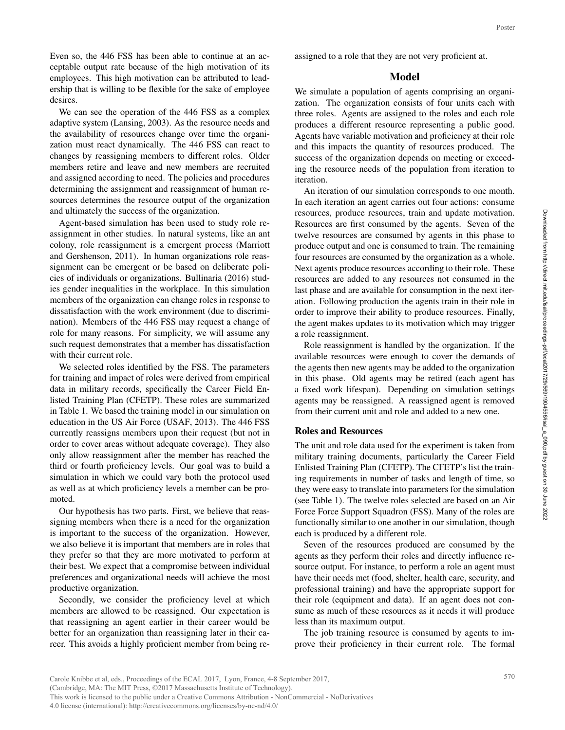Even so, the 446 FSS has been able to continue at an acceptable output rate because of the high motivation of its employees. This high motivation can be attributed to leadership that is willing to be flexible for the sake of employee desires.

We can see the operation of the 446 FSS as a complex adaptive system (Lansing, 2003). As the resource needs and the availability of resources change over time the organization must react dynamically. The 446 FSS can react to changes by reassigning members to different roles. Older members retire and leave and new members are recruited and assigned according to need. The policies and procedures determining the assignment and reassignment of human resources determines the resource output of the organization and ultimately the success of the organization.

Agent-based simulation has been used to study role reassignment in other studies. In natural systems, like an ant colony, role reassignment is a emergent process (Marriott and Gershenson, 2011). In human organizations role reassignment can be emergent or be based on deliberate policies of individuals or organizations. Bullinaria (2016) studies gender inequalities in the workplace. In this simulation members of the organization can change roles in response to dissatisfaction with the work environment (due to discrimination). Members of the 446 FSS may request a change of role for many reasons. For simplicity, we will assume any such request demonstrates that a member has dissatisfaction with their current role.

We selected roles identified by the FSS. The parameters for training and impact of roles were derived from empirical data in military records, specifically the Career Field Enlisted Training Plan (CFETP). These roles are summarized in Table 1. We based the training model in our simulation on education in the US Air Force (USAF, 2013). The 446 FSS currently reassigns members upon their request (but not in order to cover areas without adequate coverage). They also only allow reassignment after the member has reached the third or fourth proficiency levels. Our goal was to build a simulation in which we could vary both the protocol used as well as at which proficiency levels a member can be promoted.

Our hypothesis has two parts. First, we believe that reassigning members when there is a need for the organization is important to the success of the organization. However, we also believe it is important that members are in roles that they prefer so that they are more motivated to perform at their best. We expect that a compromise between individual preferences and organizational needs will achieve the most productive organization.

Secondly, we consider the proficiency level at which members are allowed to be reassigned. Our expectation is that reassigning an agent earlier in their career would be better for an organization than reassigning later in their career. This avoids a highly proficient member from being reassigned to a role that they are not very proficient at.

## Model

We simulate a population of agents comprising an organization. The organization consists of four units each with three roles. Agents are assigned to the roles and each role produces a different resource representing a public good. Agents have variable motivation and proficiency at their role and this impacts the quantity of resources produced. The success of the organization depends on meeting or exceeding the resource needs of the population from iteration to iteration.

An iteration of our simulation corresponds to one month. In each iteration an agent carries out four actions: consume resources, produce resources, train and update motivation. Resources are first consumed by the agents. Seven of the twelve resources are consumed by agents in this phase to produce output and one is consumed to train. The remaining four resources are consumed by the organization as a whole. Next agents produce resources according to their role. These resources are added to any resources not consumed in the last phase and are available for consumption in the next iteration. Following production the agents train in their role in order to improve their ability to produce resources. Finally, the agent makes updates to its motivation which may trigger a role reassignment.

Role reassignment is handled by the organization. If the available resources were enough to cover the demands of the agents then new agents may be added to the organization in this phase. Old agents may be retired (each agent has a fixed work lifespan). Depending on simulation settings agents may be reassigned. A reassigned agent is removed from their current unit and role and added to a new one.

### Roles and Resources

The unit and role data used for the experiment is taken from military training documents, particularly the Career Field Enlisted Training Plan (CFETP). The CFETP's list the training requirements in number of tasks and length of time, so they were easy to translate into parameters for the simulation (see Table 1). The twelve roles selected are based on an Air Force Force Support Squadron (FSS). Many of the roles are functionally similar to one another in our simulation, though each is produced by a different role.

Seven of the resources produced are consumed by the agents as they perform their roles and directly influence resource output. For instance, to perform a role an agent must have their needs met (food, shelter, health care, security, and professional training) and have the appropriate support for their role (equipment and data). If an agent does not consume as much of these resources as it needs it will produce less than its maximum output.

The job training resource is consumed by agents to improve their proficiency in their current role. The formal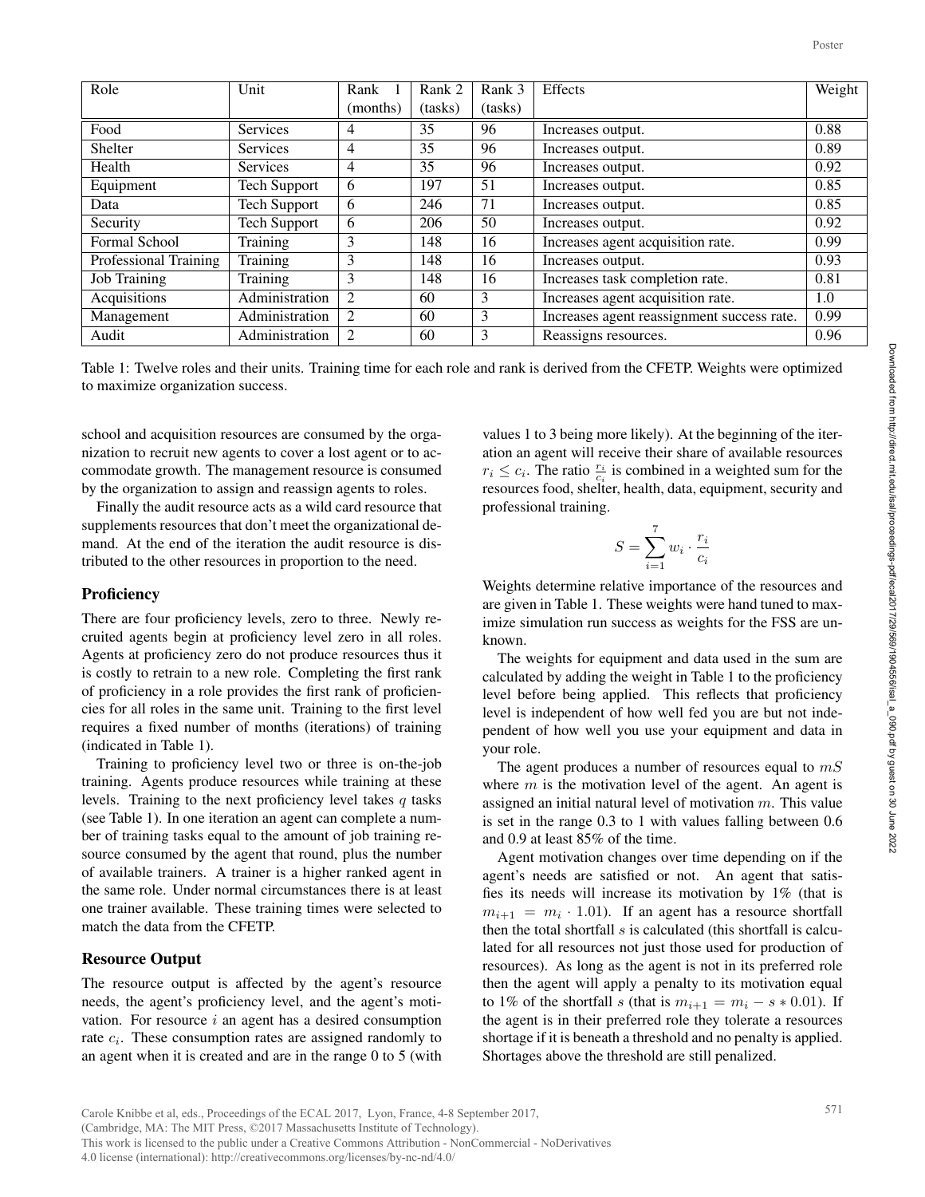| Role | Unit | Rank 1 (months) | Rank 2 (tasks) | Rank 3 (tasks) | Effects | Weight |
|---|---|---|---|---|---|---|
| Food | Services | 4 | 35 | 96 | Increases output. | 0.88 |
| Shelter | Services | 4 | 35 | 96 | Increases output. | 0.89 |
| Health | Services | 4 | 35 | 96 | Increases output. | 0.92 |
| Equipment | Tech Support | 6 | 197 | 51 | Increases output. | 0.85 |
| Data | Tech Support | 6 | 246 | 71 | Increases output. | 0.85 |
| Security | Tech Support | 6 | 206 | 50 | Increases output. | 0.92 |
| Formal School | Training | 3 | 148 | 16 | Increases agent acquisition rate. | 0.99 |
| Professional Training | Training | 3 | 148 | 16 | Increases output. | 0.93 |
| Job Training | Training | 3 | 148 | 16 | Increases task completion rate. | 0.81 |
| Acquisitions | Administration | 2 | 60 | 3 | Increases agent acquisition rate. | 1.0 |
| Management | Administration | 2 | 60 | 3 | Increases agent reassignment success rate. | 0.99 |
| Audit | Administration | 2 | 60 | 3 | Reassigns resources. | 0.96 |

Table 1: Twelve roles and their units. Training time for each role and rank is derived from the CFETP. Weights were optimized to maximize organization success.

school and acquisition resources are consumed by the organization to recruit new agents to cover a lost agent or to accommodate growth. The management resource is consumed by the organization to assign and reassign agents to roles.

Finally the audit resource acts as a wild card resource that supplements resources that don't meet the organizational demand. At the end of the iteration the audit resource is distributed to the other resources in proportion to the need.

## Proficiency

There are four proficiency levels, zero to three. Newly recruited agents begin at proficiency level zero in all roles. Agents at proficiency zero do not produce resources thus it is costly to retrain to a new role. Completing the first rank of proficiency in a role provides the first rank of proficiencies for all roles in the same unit. Training to the first level requires a fixed number of months (iterations) of training (indicated in Table 1).

Training to proficiency level two or three is on-the-job training. Agents produce resources while training at these levels. Training to the next proficiency level takes $q$ tasks (see Table 1). In one iteration an agent can complete a number of training tasks equal to the amount of job training resource consumed by the agent that round, plus the number of available trainers. A trainer is a higher ranked agent in the same role. Under normal circumstances there is at least one trainer available. These training times were selected to match the data from the CFETP.

## Resource Output

The resource output is affected by the agent's resource needs, the agent's proficiency level, and the agent's motivation. For resource $i$ an agent has a desired consumption rate $c_i$. These consumption rates are assigned randomly to an agent when it is created and are in the range 0 to 5 (with values 1 to 3 being more likely). At the beginning of the iteration an agent will receive their share of available resources $r_i \leq c_i$. The ratio $\frac{r_i}{c_i}$ is combined in a weighted sum for the resources food, shelter, health, data, equipment, security and professional training.

$$S = \sum_{i=1}^{7} w_i \cdot \frac{r_i}{c_i}$$

Weights determine relative importance of the resources and are given in Table 1. These weights were hand tuned to maximize simulation run success as weights for the FSS are unknown.

The weights for equipment and data used in the sum are calculated by adding the weight in Table 1 to the proficiency level before being applied. This reflects that proficiency level is independent of how well fed you are but not independent of how well you use your equipment and data in your role.

The agent produces a number of resources equal to $mS$ where $m$ is the motivation level of the agent. An agent is assigned an initial natural level of motivation $m$. This value is set in the range 0.3 to 1 with values falling between 0.6 and 0.9 at least 85% of the time.

Agent motivation changes over time depending on if the agent's needs are satisfied or not. An agent that satisfies its needs will increase its motivation by 1% (that is $m_{i+1} = m_i \cdot 1.01$). If an agent has a resource shortfall then the total shortfall $s$ is calculated (this shortfall is calculated for all resources not just those used for production of resources). As long as the agent is not in its preferred role then the agent will apply a penalty to its motivation equal to 1% of the shortfall $s$ (that is $m_{i+1} = m_i - s * 0.01$). If the agent is in their preferred role they tolerate a resources shortage if it is beneath a threshold and no penalty is applied. Shortages above the threshold are still penalized.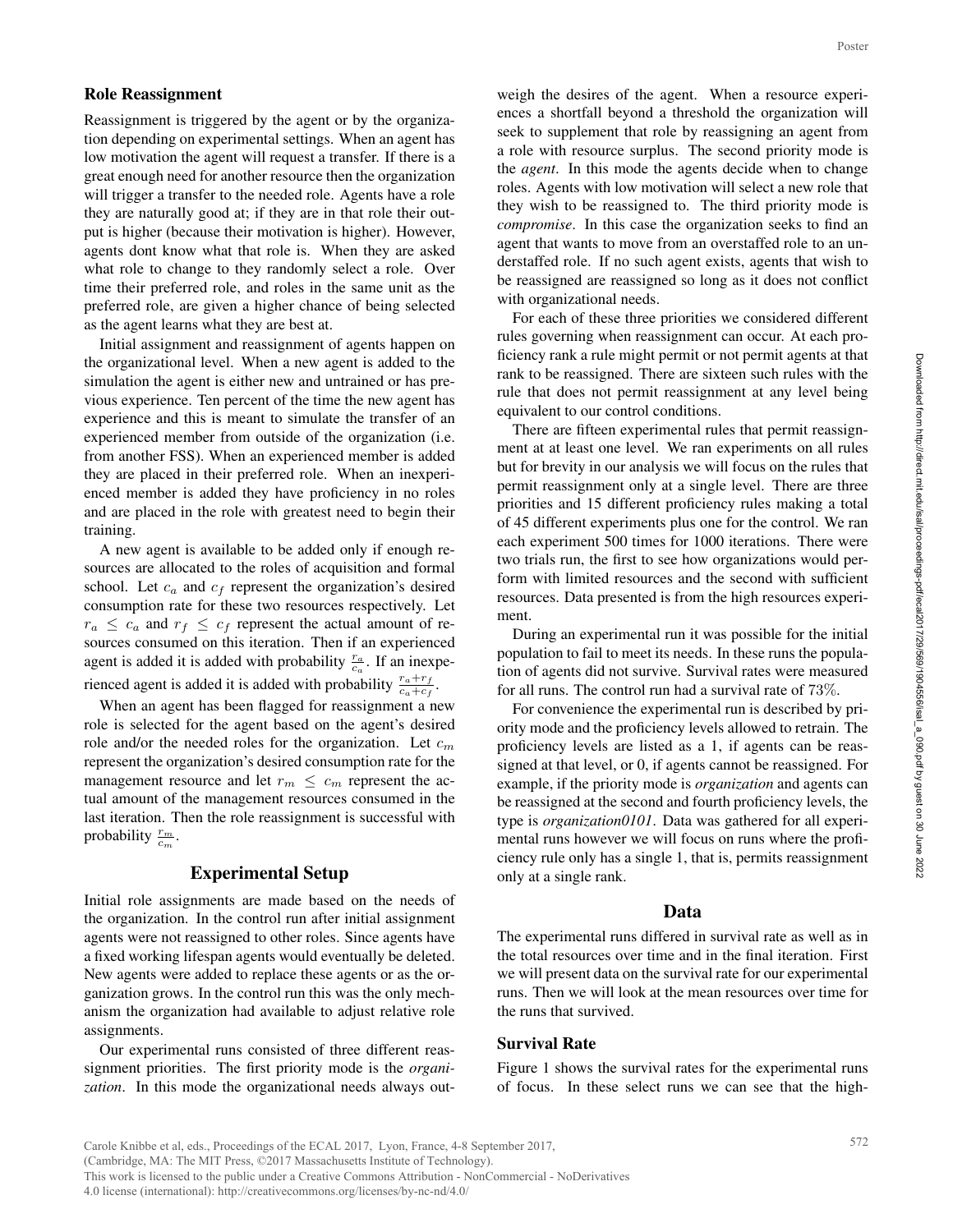### Role Reassignment

Reassignment is triggered by the agent or by the organization depending on experimental settings. When an agent has low motivation the agent will request a transfer. If there is a great enough need for another resource then the organization will trigger a transfer to the needed role. Agents have a role they are naturally good at; if they are in that role their output is higher (because their motivation is higher). However, agents dont know what that role is. When they are asked what role to change to they randomly select a role. Over time their preferred role, and roles in the same unit as the preferred role, are given a higher chance of being selected as the agent learns what they are best at.

Initial assignment and reassignment of agents happen on the organizational level. When a new agent is added to the simulation the agent is either new and untrained or has previous experience. Ten percent of the time the new agent has experience and this is meant to simulate the transfer of an experienced member from outside of the organization (i.e. from another FSS). When an experienced member is added they are placed in their preferred role. When an inexperienced member is added they have proficiency in no roles and are placed in the role with greatest need to begin their training.

A new agent is available to be added only if enough resources are allocated to the roles of acquisition and formal school. Let $c_a$ and $c_f$ represent the organization's desired consumption rate for these two resources respectively. Let $r_a \leq c_a$ and $r_f \leq c_f$ represent the actual amount of resources consumed on this iteration. Then if an experienced agent is added it is added with probability $\frac{r_a}{c_a}$. If an inexperienced agent is added it is added with probability $\frac{r_a+r_f}{c_a+c_f}$.

When an agent has been flagged for reassignment a new role is selected for the agent based on the agent's desired role and/or the needed roles for the organization. Let $c_m$ represent the organization's desired consumption rate for the management resource and let $r_m \leq c_m$ represent the actual amount of the management resources consumed in the last iteration. Then the role reassignment is successful with probability $\frac{r_m}{c_m}$.

## Experimental Setup

Initial role assignments are made based on the needs of the organization. In the control run after initial assignment agents were not reassigned to other roles. Since agents have a fixed working lifespan agents would eventually be deleted. New agents were added to replace these agents or as the organization grows. In the control run this was the only mechanism the organization had available to adjust relative role assignments.

Our experimental runs consisted of three different reassignment priorities. The first priority mode is the *organization*. In this mode the organizational needs always outweigh the desires of the agent. When a resource experiences a shortfall beyond a threshold the organization will seek to supplement that role by reassigning an agent from a role with resource surplus. The second priority mode is the *agent*. In this mode the agents decide when to change roles. Agents with low motivation will select a new role that they wish to be reassigned to. The third priority mode is *compromise*. In this case the organization seeks to find an agent that wants to move from an overstaffed role to an understaffed role. If no such agent exists, agents that wish to be reassigned are reassigned so long as it does not conflict with organizational needs.

For each of these three priorities we considered different rules governing when reassignment can occur. At each proficiency rank a rule might permit or not permit agents at that rank to be reassigned. There are sixteen such rules with the rule that does not permit reassignment at any level being equivalent to our control conditions.

There are fifteen experimental rules that permit reassignment at at least one level. We ran experiments on all rules but for brevity in our analysis we will focus on the rules that permit reassignment only at a single level. There are three priorities and 15 different proficiency rules making a total of 45 different experiments plus one for the control. We ran each experiment 500 times for 1000 iterations. There were two trials run, the first to see how organizations would perform with limited resources and the second with sufficient resources. Data presented is from the high resources experiment.

During an experimental run it was possible for the initial population to fail to meet its needs. In these runs the population of agents did not survive. Survival rates were measured for all runs. The control run had a survival rate of 73%.

For convenience the experimental run is described by priority mode and the proficiency levels allowed to retrain. The proficiency levels are listed as a 1, if agents can be reassigned at that level, or 0, if agents cannot be reassigned. For example, if the priority mode is *organization* and agents can be reassigned at the second and fourth proficiency levels, the type is *organization0101*. Data was gathered for all experimental runs however we will focus on runs where the proficiency rule only has a single 1, that is, permits reassignment only at a single rank.

## Data

The experimental runs differed in survival rate as well as in the total resources over time and in the final iteration. First we will present data on the survival rate for our experimental runs. Then we will look at the mean resources over time for the runs that survived.

### Survival Rate

Figure 1 shows the survival rates for the experimental runs of focus. In these select runs we can see that the high-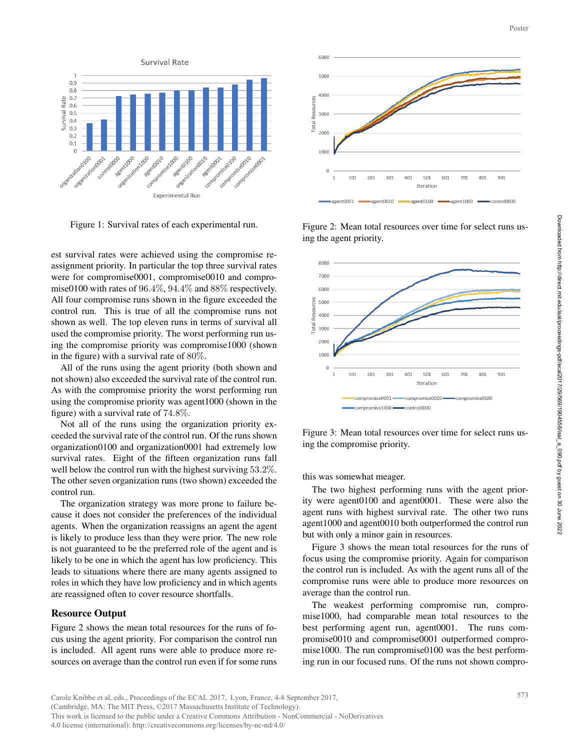Figure 1: Survival rates of each experimental run.

Figure 2: Mean total resources over time for select runs using the agent priority.

Figure 3: Mean total resources over time for select runs using the compromise priority.

est survival rates were achieved using the compromise reassignment priority. In particular the top three survival rates were for compromise0001, compromise0010 and compromise0100 with rates of 96.4%, 94.4% and 88% respectively. All four compromise runs shown in the figure exceeded the control run. This is true of all the compromise runs not shown as well. The top eleven runs in terms of survival all used the compromise priority. The worst performing run using the compromise priority was compromise1000 (shown in the figure) with a survival rate of 80%.

All of the runs using the agent priority (both shown and not shown) also exceeded the survival rate of the control run. As with the compromise priority the worst performing run using the compromise priority was agent1000 (shown in the figure) with a survival rate of 74.8%.

Not all of the runs using the organization priority exceeded the survival rate of the control run. Of the runs shown organization0100 and organization0001 had extremely low survival rates. Eight of the fifteen organization runs fall well below the control run with the highest surviving 53.2%. The other seven organization runs (two shown) exceeded the control run.

The organization strategy was more prone to failure because it does not consider the preferences of the individual agents. When the organization reassigns an agent the agent is likely to produce less than they were prior. The new role is not guaranteed to be the preferred role of the agent and is likely to be one in which the agent has low proficiency. This leads to situations where there are many agents assigned to roles in which they have low proficiency and in which agents are reassigned often to cover resource shortfalls.

## Resource Output

Figure 2 shows the mean total resources for the runs of focus using the agent priority. For comparison the control run is included. All agent runs were able to produce more resources on average than the control run even if for some runs this was somewhat meager.

The two highest performing runs with the agent priority were agent0100 and agent0001. These were also the agent runs with highest survival rate. The other two runs agent1000 and agent0010 both outperformed the control run but with only a minor gain in resources.

Figure 3 shows the mean total resources for the runs of focus using the compromise priority. Again for comparison the control run is included. As with the agent runs all of the compromise runs were able to produce more resources on average than the control run.

The weakest performing compromise run, compromise1000, had comparable mean total resources to the best performing agent run, agent0001. The runs compromise0010 and compromise0001 outperformed compromise1000. The run compromise0100 was the best performing run in our focused runs. Of the runs not shown compro-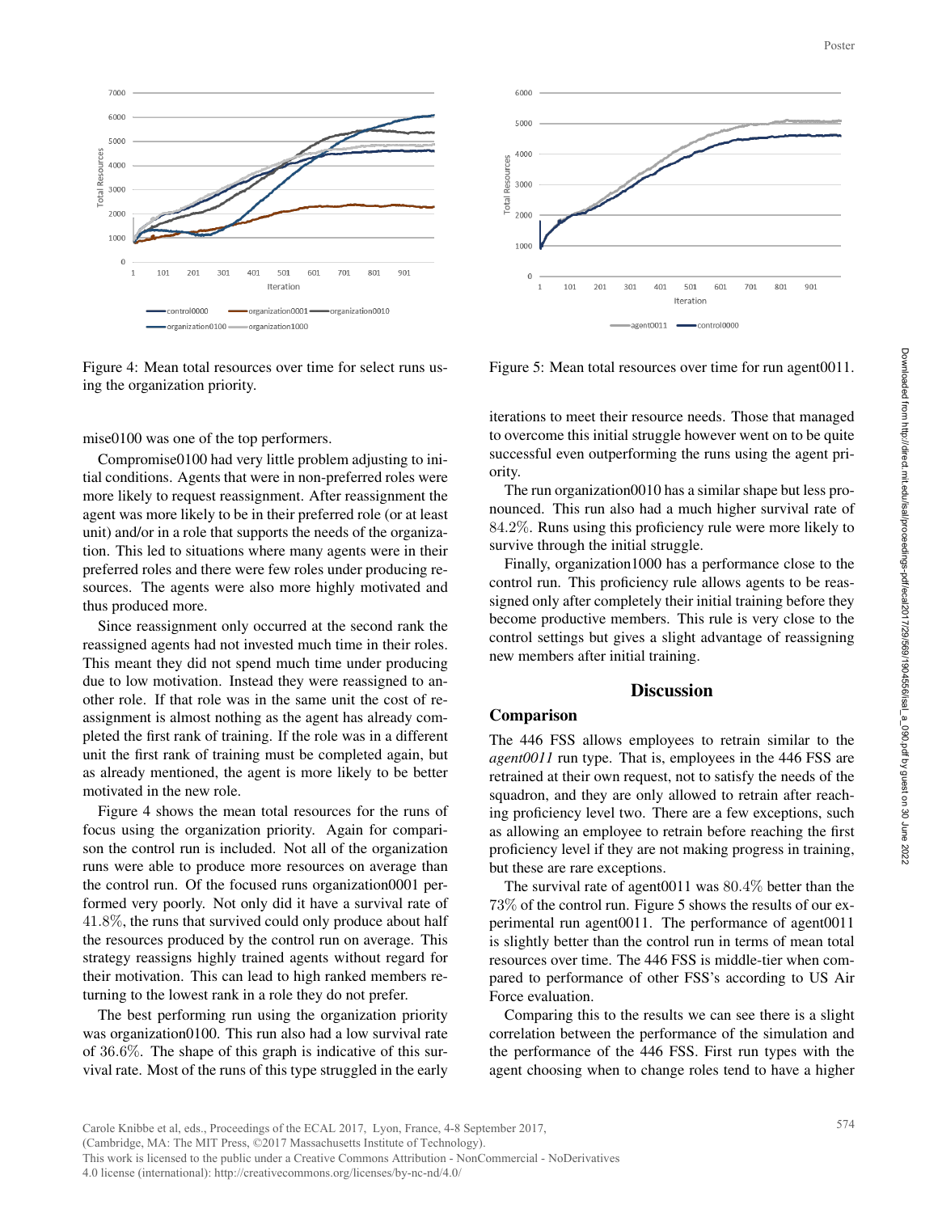Figure 4: Mean total resources over time for select runs using the organization priority.

Figure 5: Mean total resources over time for run agent0011.

mise0100 was one of the top performers.

Compromise0100 had very little problem adjusting to initial conditions. Agents that were in non-preferred roles were more likely to request reassignment. After reassignment the agent was more likely to be in their preferred role (or at least unit) and/or in a role that supports the needs of the organization. This led to situations where many agents were in their preferred roles and there were few roles under producing resources. The agents were also more highly motivated and thus produced more.

Since reassignment only occurred at the second rank the reassigned agents had not invested much time in their roles. This meant they did not spend much time under producing due to low motivation. Instead they were reassigned to another role. If that role was in the same unit the cost of reassignment is almost nothing as the agent has already completed the first rank of training. If the role was in a different unit the first rank of training must be completed again, but as already mentioned, the agent is more likely to be better motivated in the new role.

Figure 4 shows the mean total resources for the runs of focus using the organization priority. Again for comparison the control run is included. Not all of the organization runs were able to produce more resources on average than the control run. Of the focused runs organization0001 performed very poorly. Not only did it have a survival rate of $41.8\%$, the runs that survived could only produce about half the resources produced by the control run on average. This strategy reassigns highly trained agents without regard for their motivation. This can lead to high ranked members returning to the lowest rank in a role they do not prefer.

The best performing run using the organization priority was organization0100. This run also had a low survival rate of $36.6\%$. The shape of this graph is indicative of this survival rate. Most of the runs of this type struggled in the early iterations to meet their resource needs. Those that managed to overcome this initial struggle however went on to be quite successful even outperforming the runs using the agent priority.

The run organization0010 has a similar shape but less pronounced. This run also had a much higher survival rate of $84.2\%$. Runs using this proficiency rule were more likely to survive through the initial struggle.

Finally, organization1000 has a performance close to the control run. This proficiency rule allows agents to be reassigned only after completely their initial training before they become productive members. This rule is very close to the control settings but gives a slight advantage of reassigning new members after initial training.

## Discussion

### Comparison

The 446 FSS allows employees to retrain similar to the *agent0011* run type. That is, employees in the 446 FSS are retrained at their own request, not to satisfy the needs of the squadron, and they are only allowed to retrain after reaching proficiency level two. There are a few exceptions, such as allowing an employee to retrain before reaching the first proficiency level if they are not making progress in training, but these are rare exceptions.

The survival rate of agent0011 was $80.4\%$ better than the $73\%$ of the control run. Figure 5 shows the results of our experimental run agent0011. The performance of agent0011 is slightly better than the control run in terms of mean total resources over time. The 446 FSS is middle-tier when compared to performance of other FSS's according to US Air Force evaluation.

Comparing this to the results we can see there is a slight correlation between the performance of the simulation and the performance of the 446 FSS. First run types with the agent choosing when to change roles tend to have a higher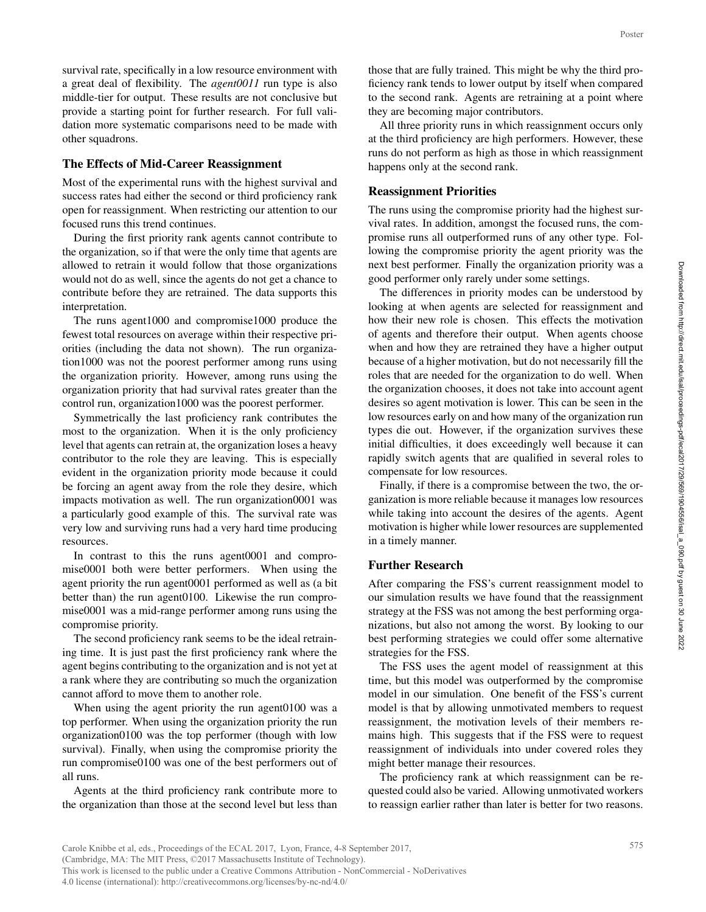survival rate, specifically in a low resource environment with a great deal of flexibility. The *agent0011* run type is also middle-tier for output. These results are not conclusive but provide a starting point for further research. For full validation more systematic comparisons need to be made with other squadrons.

### The Effects of Mid-Career Reassignment

Most of the experimental runs with the highest survival and success rates had either the second or third proficiency rank open for reassignment. When restricting our attention to our focused runs this trend continues.

During the first priority rank agents cannot contribute to the organization, so if that were the only time that agents are allowed to retrain it would follow that those organizations would not do as well, since the agents do not get a chance to contribute before they are retrained. The data supports this interpretation.

The runs agent1000 and compromise1000 produce the fewest total resources on average within their respective priorities (including the data not shown). The run organization1000 was not the poorest performer among runs using the organization priority. However, among runs using the organization priority that had survival rates greater than the control run, organization1000 was the poorest performer.

Symmetrically the last proficiency rank contributes the most to the organization. When it is the only proficiency level that agents can retrain at, the organization loses a heavy contributor to the role they are leaving. This is especially evident in the organization priority mode because it could be forcing an agent away from the role they desire, which impacts motivation as well. The run organization0001 was a particularly good example of this. The survival rate was very low and surviving runs had a very hard time producing resources.

In contrast to this the runs agent0001 and compromise0001 both were better performers. When using the agent priority the run agent0001 performed as well as (a bit better than) the run agent0100. Likewise the run compromise0001 was a mid-range performer among runs using the compromise priority.

The second proficiency rank seems to be the ideal retraining time. It is just past the first proficiency rank where the agent begins contributing to the organization and is not yet at a rank where they are contributing so much the organization cannot afford to move them to another role.

When using the agent priority the run agent0100 was a top performer. When using the organization priority the run organization0100 was the top performer (though with low survival). Finally, when using the compromise priority the run compromise0100 was one of the best performers out of all runs.

Agents at the third proficiency rank contribute more to the organization than those at the second level but less than those that are fully trained. This might be why the third proficiency rank tends to lower output by itself when compared to the second rank. Agents are retraining at a point where they are becoming major contributors.

All three priority runs in which reassignment occurs only at the third proficiency are high performers. However, these runs do not perform as high as those in which reassignment happens only at the second rank.

### Reassignment Priorities

The runs using the compromise priority had the highest survival rates. In addition, amongst the focused runs, the compromise runs all outperformed runs of any other type. Following the compromise priority the agent priority was the next best performer. Finally the organization priority was a good performer only rarely under some settings.

The differences in priority modes can be understood by looking at when agents are selected for reassignment and how their new role is chosen. This effects the motivation of agents and therefore their output. When agents choose when and how they are retrained they have a higher output because of a higher motivation, but do not necessarily fill the roles that are needed for the organization to do well. When the organization chooses, it does not take into account agent desires so agent motivation is lower. This can be seen in the low resources early on and how many of the organization run types die out. However, if the organization survives these initial difficulties, it does exceedingly well because it can rapidly switch agents that are qualified in several roles to compensate for low resources.

Finally, if there is a compromise between the two, the organization is more reliable because it manages low resources while taking into account the desires of the agents. Agent motivation is higher while lower resources are supplemented in a timely manner.

### Further Research

After comparing the FSS's current reassignment model to our simulation results we have found that the reassignment strategy at the FSS was not among the best performing organizations, but also not among the worst. By looking to our best performing strategies we could offer some alternative strategies for the FSS.

The FSS uses the agent model of reassignment at this time, but this model was outperformed by the compromise model in our simulation. One benefit of the FSS's current model is that by allowing unmotivated members to request reassignment, the motivation levels of their members remains high. This suggests that if the FSS were to request reassignment of individuals into under covered roles they might better manage their resources.

The proficiency rank at which reassignment can be requested could also be varied. Allowing unmotivated workers to reassign earlier rather than later is better for two reasons.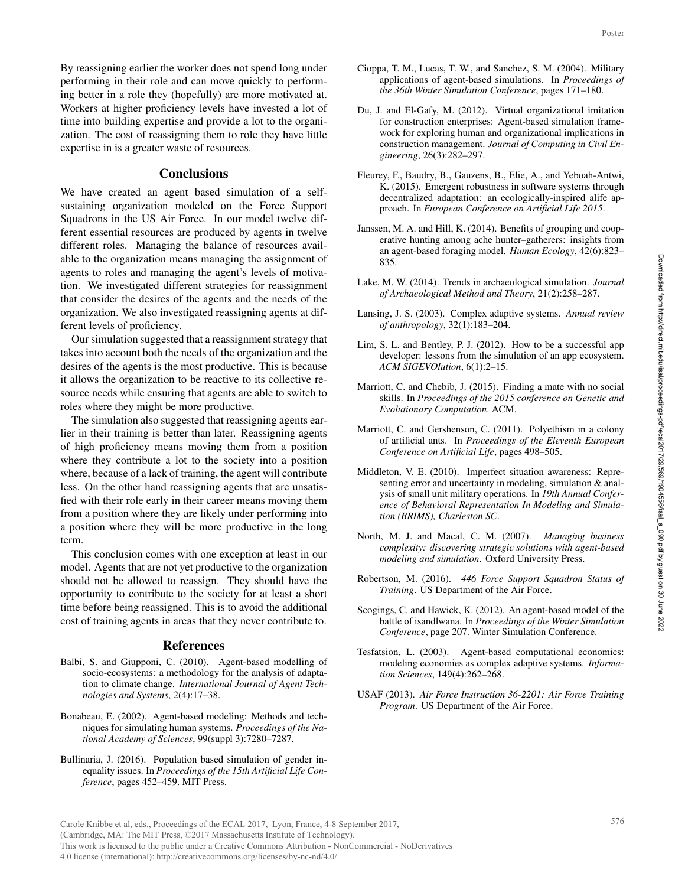By reassigning earlier the worker does not spend long under performing in their role and can move quickly to performing better in a role they (hopefully) are more motivated at. Workers at higher proficiency levels have invested a lot of time into building expertise and provide a lot to the organization. The cost of reassigning them to role they have little expertise in is a greater waste of resources.

## Conclusions

We have created an agent based simulation of a self-sustaining organization modeled on the Force Support Squadrons in the US Air Force. In our model twelve different essential resources are produced by agents in twelve different roles. Managing the balance of resources available to the organization means managing the assignment of agents to roles and managing the agent's levels of motivation. We investigated different strategies for reassignment that consider the desires of the agents and the needs of the organization. We also investigated reassigning agents at different levels of proficiency.

Our simulation suggested that a reassignment strategy that takes into account both the needs of the organization and the desires of the agents is the most productive. This is because it allows the organization to be reactive to its collective resource needs while ensuring that agents are able to switch to roles where they might be more productive.

The simulation also suggested that reassigning agents earlier in their training is better than later. Reassigning agents of high proficiency means moving them from a position where they contribute a lot to the society into a position where, because of a lack of training, the agent will contribute less. On the other hand reassigning agents that are unsatisfied with their role early in their career means moving them from a position where they are likely under performing into a position where they will be more productive in the long term.

This conclusion comes with one exception at least in our model. Agents that are not yet productive to the organization should not be allowed to reassign. They should have the opportunity to contribute to the society for at least a short time before being reassigned. This is to avoid the additional cost of training agents in areas that they never contribute to.

## References

Balbi, S. and Giupponi, C. (2010). Agent-based modelling of socio-ecosystems: a methodology for the analysis of adaptation to climate change. *International Journal of Agent Technologies and Systems*, 2(4):17–38.

Bonabeau, E. (2002). Agent-based modeling: Methods and techniques for simulating human systems. *Proceedings of the National Academy of Sciences*, 99(suppl 3):7280–7287.

Bullinaria, J. (2016). Population based simulation of gender inequality issues. In *Proceedings of the 15th Artificial Life Conference*, pages 452–459. MIT Press.

Cioppa, T. M., Lucas, T. W., and Sanchez, S. M. (2004). Military applications of agent-based simulations. In *Proceedings of the 36th Winter Simulation Conference*, pages 171–180.

Du, J. and El-Gafy, M. (2012). Virtual organizational imitation for construction enterprises: Agent-based simulation framework for exploring human and organizational implications in construction management. *Journal of Computing in Civil Engineering*, 26(3):282–297.

Fleurey, F., Baudry, B., Gauzens, B., Elie, A., and Yeboah-Antwi, K. (2015). Emergent robustness in software systems through decentralized adaptation: an ecologically-inspired alife approach. In *European Conference on Artificial Life 2015*.

Janssen, M. A. and Hill, K. (2014). Benefits of grouping and cooperative hunting among ache hunter–gatherers: insights from an agent-based foraging model. *Human Ecology*, 42(6):823–835.

Lake, M. W. (2014). Trends in archaeological simulation. *Journal of Archaeological Method and Theory*, 21(2):258–287.

Lansing, J. S. (2003). Complex adaptive systems. *Annual review of anthropology*, 32(1):183–204.

Lim, S. L. and Bentley, P. J. (2012). How to be a successful app developer: lessons from the simulation of an app ecosystem. *ACM SIGEVOlution*, 6(1):2–15.

Marriott, C. and Chebib, J. (2015). Finding a mate with no social skills. In *Proceedings of the 2015 conference on Genetic and Evolutionary Computation*. ACM.

Marriott, C. and Gershenson, C. (2011). Polyethism in a colony of artificial ants. In *Proceedings of the Eleventh European Conference on Artificial Life*, pages 498–505.

Middleton, V. E. (2010). Imperfect situation awareness: Representing error and uncertainty in modeling, simulation & analysis of small unit military operations. In *19th Annual Conference of Behavioral Representation In Modeling and Simulation (BRIMS), Charleston SC*.

North, M. J. and Macal, C. M. (2007). *Managing business complexity: discovering strategic solutions with agent-based modeling and simulation*. Oxford University Press.

Robertson, M. (2016). *446 Force Support Squadron Status of Training*. US Department of the Air Force.

Scogings, C. and Hawick, K. (2012). An agent-based model of the battle of isandlwana. In *Proceedings of the Winter Simulation Conference*, page 207. Winter Simulation Conference.

Tesfatsion, L. (2003). Agent-based computational economics: modeling economies as complex adaptive systems. *Information Sciences*, 149(4):262–268.

USAF (2013). *Air Force Instruction 36-2201: Air Force Training Program*. US Department of the Air Force.